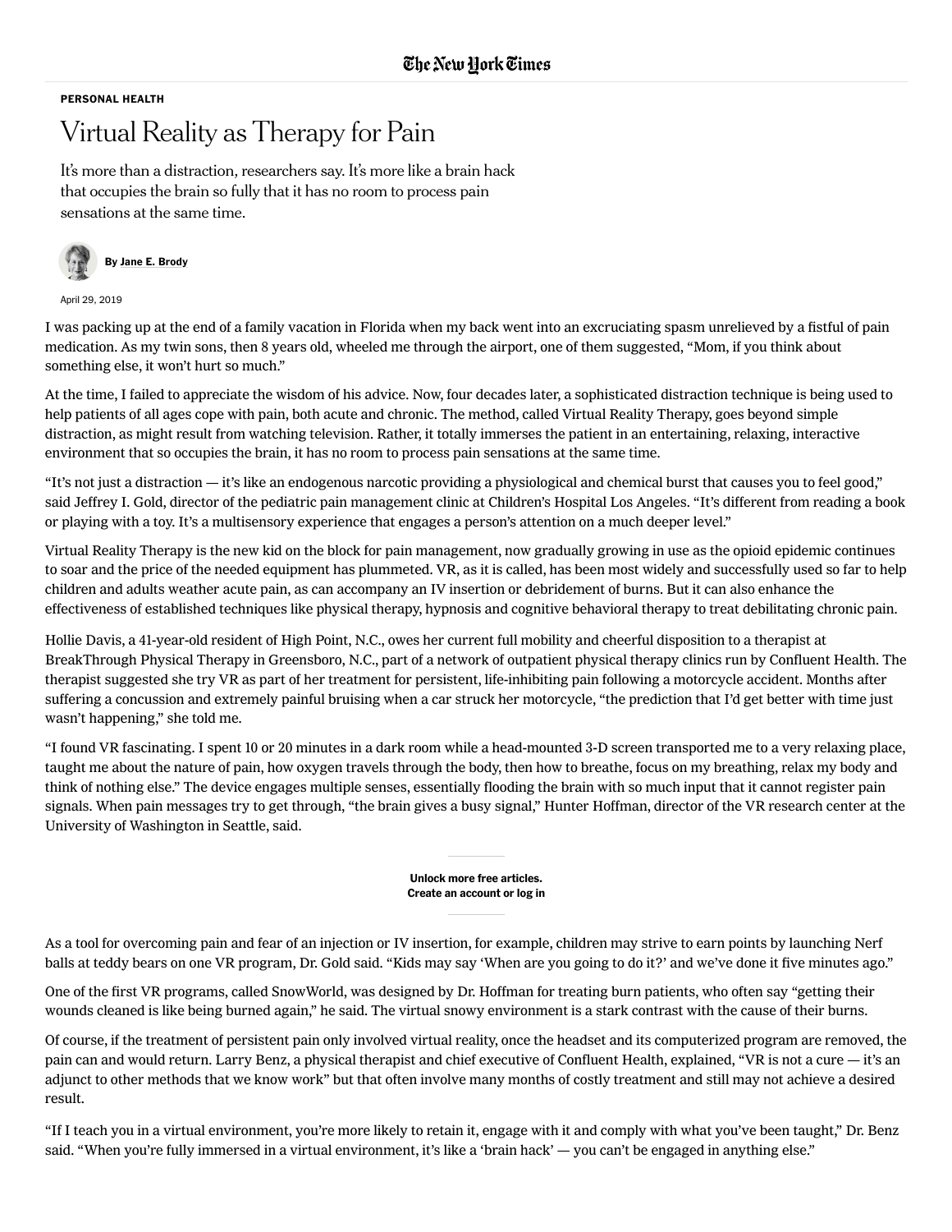PERSONAL HEALTH

# Virtual Reality as Therapy for Pain

It's more than a distraction, researchers say. It's more like a brain hack that occupies the brain so fully that it has no room to process pain sensations at the same time.

By Jane E. Brody

April 29, 2019

I was packing up at the end of a family vacation in Florida when my back went into an excruciating spasm unrelieved by a fistful of pain medication. As my twin sons, then 8 years old, wheeled me through the airport, one of them suggested, "Mom, if you think about something else, it won't hurt so much."

At the time, I failed to appreciate the wisdom of his advice. Now, four decades later, a sophisticated distraction technique is being used to help patients of all ages cope with pain, both acute and chronic. The method, called Virtual Reality Therapy, goes beyond simple distraction, as might result from watching television. Rather, it totally immerses the patient in an entertaining, relaxing, interactive environment that so occupies the brain, it has no room to process pain sensations at the same time.

"It's not just a distraction — it's like an endogenous narcotic providing a physiological and chemical burst that causes you to feel good," said Jeffrey I. Gold, director of the pediatric pain management clinic at Children's Hospital Los Angeles. "It's different from reading a book or playing with a toy. It's a multisensory experience that engages a person's attention on a much deeper level."

Virtual Reality Therapy is the new kid on the block for pain management, now gradually growing in use as the opioid epidemic continues to soar and the price of the needed equipment has plummeted. VR, as it is called, has been most widely and successfully used so far to help children and adults weather acute pain, as can accompany an IV insertion or debridement of burns. But it can also enhance the effectiveness of established techniques like physical therapy, hypnosis and cognitive behavioral therapy to treat debilitating chronic pain.

Hollie Davis, a 41-year-old resident of High Point, N.C., owes her current full mobility and cheerful disposition to a therapist at BreakThrough Physical Therapy in Greensboro, N.C., part of a network of outpatient physical therapy clinics run by Confluent Health. The therapist suggested she try VR as part of her treatment for persistent, life-inhibiting pain following a motorcycle accident. Months after suffering a concussion and extremely painful bruising when a car struck her motorcycle, "the prediction that I'd get better with time just wasn't happening," she told me.

"I found VR fascinating. I spent 10 or 20 minutes in a dark room while a head-mounted 3-D screen transported me to a very relaxing place, taught me about the nature of pain, how oxygen travels through the body, then how to breathe, focus on my breathing, relax my body and think of nothing else." The device engages multiple senses, essentially flooding the brain with so much input that it cannot register pain signals. When pain messages try to get through, "the brain gives a busy signal," Hunter Hoffman, director of the VR research center at the University of Washington in Seattle, said.

As a tool for overcoming pain and fear of an injection or IV insertion, for example, children may strive to earn points by launching Nerf balls at teddy bears on one VR program, Dr. Gold said. "Kids may say 'When are you going to do it?' and we've done it five minutes ago."

One of the first VR programs, called SnowWorld, was designed by Dr. Hoffman for treating burn patients, who often say "getting their wounds cleaned is like being burned again," he said. The virtual snowy environment is a stark contrast with the cause of their burns.

Of course, if the treatment of persistent pain only involved virtual reality, once the headset and its computerized program are removed, the pain can and would return. Larry Benz, a physical therapist and chief executive of Confluent Health, explained, "VR is not a cure — it's an adjunct to other methods that we know work" but that often involve many months of costly treatment and still may not achieve a desired result.

"If I teach you in a virtual environment, you're more likely to retain it, engage with it and comply with what you've been taught," Dr. Benz said. "When you're fully immersed in a virtual environment, it's like a 'brain hack' — you can't be engaged in anything else."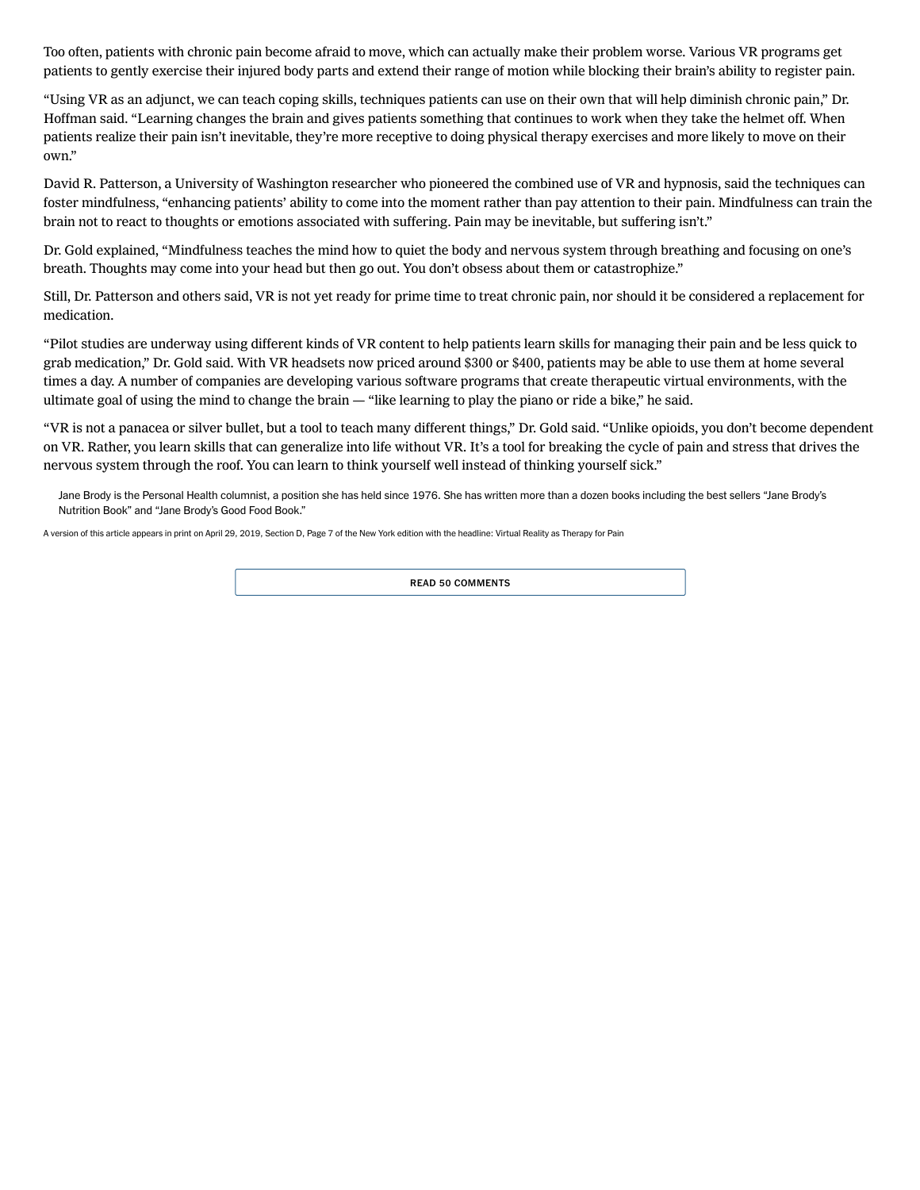Too often, patients with chronic pain become afraid to move, which can actually make their problem worse. Various VR programs get patients to gently exercise their injured body parts and extend their range of motion while blocking their brain's ability to register pain.

"Using VR as an adjunct, we can teach coping skills, techniques patients can use on their own that will help diminish chronic pain," Dr. Hoffman said. "Learning changes the brain and gives patients something that continues to work when they take the helmet off. When patients realize their pain isn't inevitable, they're more receptive to doing physical therapy exercises and more likely to move on their own."

David R. Patterson, a University of Washington researcher who pioneered the combined use of VR and hypnosis, said the techniques can foster mindfulness, "enhancing patients' ability to come into the moment rather than pay attention to their pain. Mindfulness can train the brain not to react to thoughts or emotions associated with suffering. Pain may be inevitable, but suffering isn't."

Dr. Gold explained, "Mindfulness teaches the mind how to quiet the body and nervous system through breathing and focusing on one's breath. Thoughts may come into your head but then go out. You don't obsess about them or catastrophize."

Still, Dr. Patterson and others said, VR is not yet ready for prime time to treat chronic pain, nor should it be considered a replacement for medication.

"Pilot studies are underway using different kinds of VR content to help patients learn skills for managing their pain and be less quick to grab medication," Dr. Gold said. With VR headsets now priced around $300 or $400, patients may be able to use them at home several times a day. A number of companies are developing various software programs that create therapeutic virtual environments, with the ultimate goal of using the mind to change the brain — "like learning to play the piano or ride a bike," he said.

"VR is not a panacea or silver bullet, but a tool to teach many different things," Dr. Gold said. "Unlike opioids, you don't become dependent on VR. Rather, you learn skills that can generalize into life without VR. It's a tool for breaking the cycle of pain and stress that drives the nervous system through the roof. You can learn to think yourself well instead of thinking yourself sick."

Jane Brody is the Personal Health columnist, a position she has held since 1976. She has written more than a dozen books including the best sellers "Jane Brody's Nutrition Book" and "Jane Brody's Good Food Book."

A version of this article appears in print on April 29, 2019, Section D, Page 7 of the New York edition with the headline: Virtual Reality as Therapy for Pain

READ 50 COMMENTS